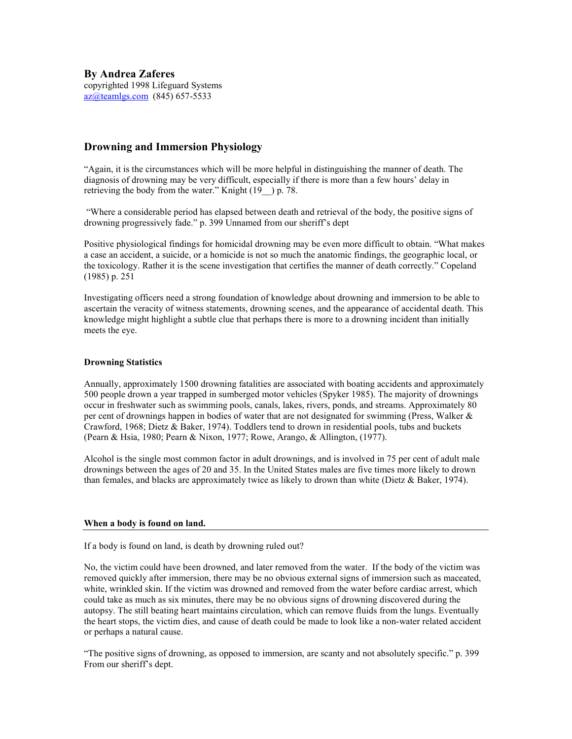**By Andrea Zaferes**
copyrighted 1998 Lifeguard Systems
az@teamlgs.com (845) 657-5533

## Drowning and Immersion Physiology

"Again, it is the circumstances which will be more helpful in distinguishing the manner of death. The diagnosis of drowning may be very difficult, especially if there is more than a few hours' delay in retrieving the body from the water." Knight (19__) p. 78.

"Where a considerable period has elapsed between death and retrieval of the body, the positive signs of drowning progressively fade." p. 399 Unnamed from our sheriff's dept

Positive physiological findings for homicidal drowning may be even more difficult to obtain. "What makes a case an accident, a suicide, or a homicide is not so much the anatomic findings, the geographic local, or the toxicology. Rather it is the scene investigation that certifies the manner of death correctly." Copeland (1985) p. 251

Investigating officers need a strong foundation of knowledge about drowning and immersion to be able to ascertain the veracity of witness statements, drowning scenes, and the appearance of accidental death. This knowledge might highlight a subtle clue that perhaps there is more to a drowning incident than initially meets the eye.

**Drowning Statistics**

Annually, approximately 1500 drowning fatalities are associated with boating accidents and approximately 500 people drown a year trapped in sumberged motor vehicles (Spyker 1985). The majority of drownings occur in freshwater such as swimming pools, canals, lakes, rivers, ponds, and streams. Approximately 80 per cent of drownings happen in bodies of water that are not designated for swimming (Press, Walker & Crawford, 1968; Dietz & Baker, 1974). Toddlers tend to drown in residential pools, tubs and buckets (Pearn & Hsia, 1980; Pearn & Nixon, 1977; Rowe, Arango, & Allington, (1977).

Alcohol is the single most common factor in adult drownings, and is involved in 75 per cent of adult male drownings between the ages of 20 and 35. In the United States males are five times more likely to drown than females, and blacks are approximately twice as likely to drown than white (Dietz & Baker, 1974).

**When a body is found on land.**

If a body is found on land, is death by drowning ruled out?

No, the victim could have been drowned, and later removed from the water. If the body of the victim was removed quickly after immersion, there may be no obvious external signs of immersion such as maceated, white, wrinkled skin. If the victim was drowned and removed from the water before cardiac arrest, which could take as much as six minutes, there may be no obvious signs of drowning discovered during the autopsy. The still beating heart maintains circulation, which can remove fluids from the lungs. Eventually the heart stops, the victim dies, and cause of death could be made to look like a non-water related accident or perhaps a natural cause.

"The positive signs of drowning, as opposed to immersion, are scanty and not absolutely specific." p. 399 From our sheriff's dept.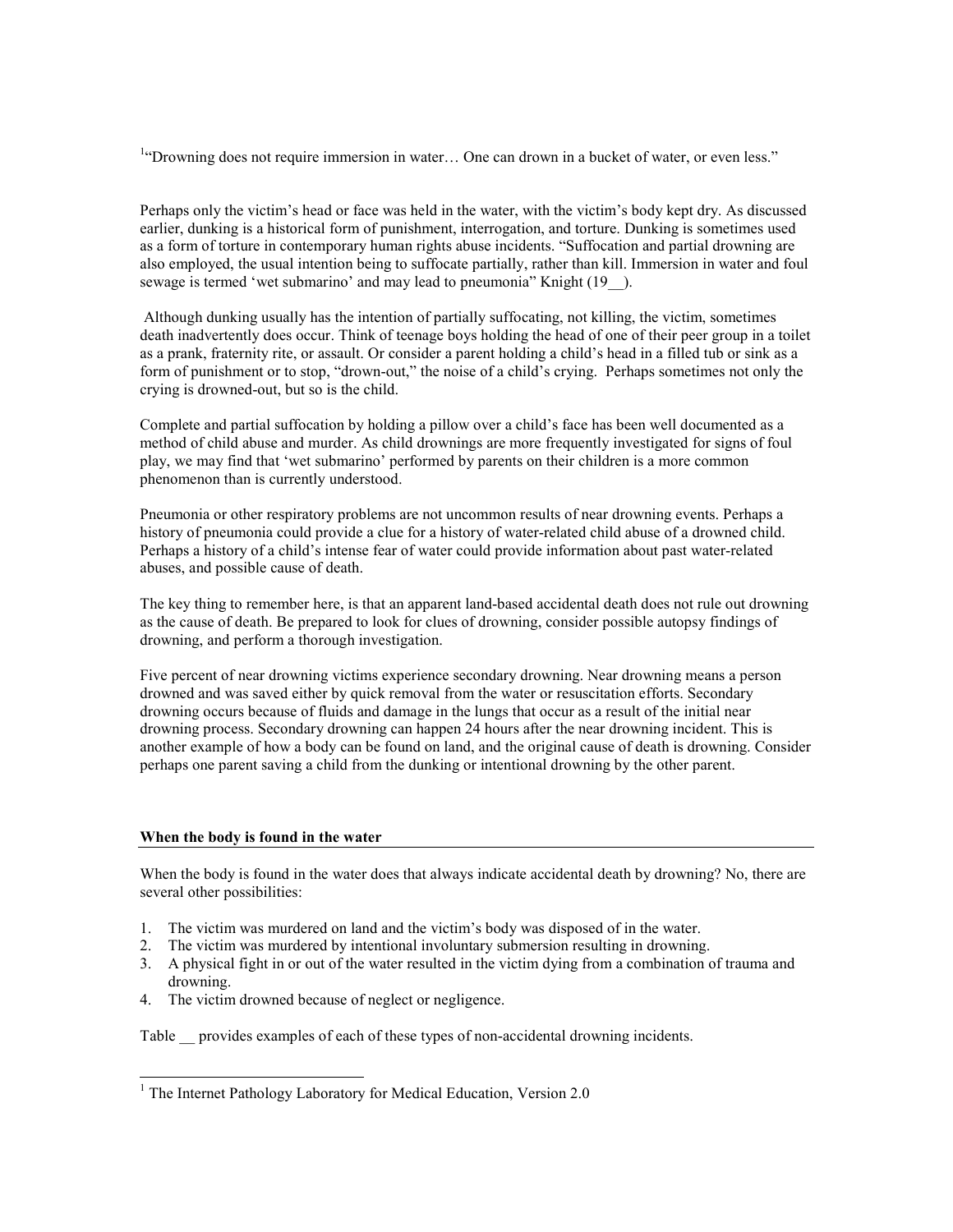[1]"Drowning does not require immersion in water… One can drown in a bucket of water, or even less."

Perhaps only the victim's head or face was held in the water, with the victim's body kept dry. As discussed earlier, dunking is a historical form of punishment, interrogation, and torture. Dunking is sometimes used as a form of torture in contemporary human rights abuse incidents. "Suffocation and partial drowning are also employed, the usual intention being to suffocate partially, rather than kill. Immersion in water and foul sewage is termed 'wet submarino' and may lead to pneumonia" Knight (19__).

Although dunking usually has the intention of partially suffocating, not killing, the victim, sometimes death inadvertently does occur. Think of teenage boys holding the head of one of their peer group in a toilet as a prank, fraternity rite, or assault. Or consider a parent holding a child's head in a filled tub or sink as a form of punishment or to stop, "drown-out," the noise of a child's crying. Perhaps sometimes not only the crying is drowned-out, but so is the child.

Complete and partial suffocation by holding a pillow over a child's face has been well documented as a method of child abuse and murder. As child drownings are more frequently investigated for signs of foul play, we may find that 'wet submarino' performed by parents on their children is a more common phenomenon than is currently understood.

Pneumonia or other respiratory problems are not uncommon results of near drowning events. Perhaps a history of pneumonia could provide a clue for a history of water-related child abuse of a drowned child. Perhaps a history of a child's intense fear of water could provide information about past water-related abuses, and possible cause of death.

The key thing to remember here, is that an apparent land-based accidental death does not rule out drowning as the cause of death. Be prepared to look for clues of drowning, consider possible autopsy findings of drowning, and perform a thorough investigation.

Five percent of near drowning victims experience secondary drowning. Near drowning means a person drowned and was saved either by quick removal from the water or resuscitation efforts. Secondary drowning occurs because of fluids and damage in the lungs that occur as a result of the initial near drowning process. Secondary drowning can happen 24 hours after the near drowning incident. This is another example of how a body can be found on land, and the original cause of death is drowning. Consider perhaps one parent saving a child from the dunking or intentional drowning by the other parent.

## When the body is found in the water

When the body is found in the water does that always indicate accidental death by drowning? No, there are several other possibilities:

1. The victim was murdered on land and the victim's body was disposed of in the water.
2. The victim was murdered by intentional involuntary submersion resulting in drowning.
3. A physical fight in or out of the water resulted in the victim dying from a combination of trauma and drowning.
4. The victim drowned because of neglect or negligence.

Table __ provides examples of each of these types of non-accidental drowning incidents.

[1] The Internet Pathology Laboratory for Medical Education, Version 2.0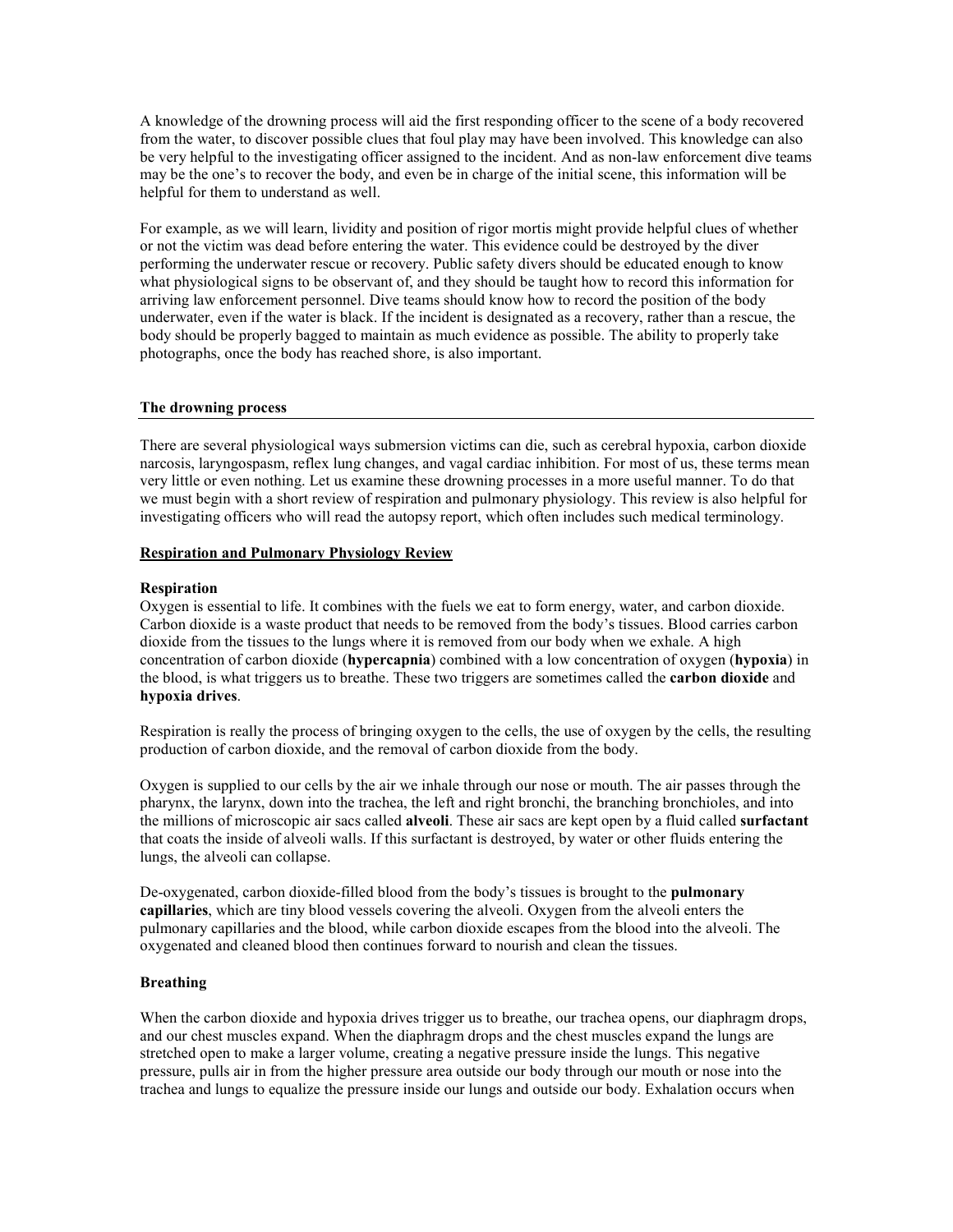A knowledge of the drowning process will aid the first responding officer to the scene of a body recovered from the water, to discover possible clues that foul play may have been involved. This knowledge can also be very helpful to the investigating officer assigned to the incident. And as non-law enforcement dive teams may be the one's to recover the body, and even be in charge of the initial scene, this information will be helpful for them to understand as well.

For example, as we will learn, lividity and position of rigor mortis might provide helpful clues of whether or not the victim was dead before entering the water. This evidence could be destroyed by the diver performing the underwater rescue or recovery. Public safety divers should be educated enough to know what physiological signs to be observant of, and they should be taught how to record this information for arriving law enforcement personnel. Dive teams should know how to record the position of the body underwater, even if the water is black. If the incident is designated as a recovery, rather than a rescue, the body should be properly bagged to maintain as much evidence as possible. The ability to properly take photographs, once the body has reached shore, is also important.

## The drowning process

There are several physiological ways submersion victims can die, such as cerebral hypoxia, carbon dioxide narcosis, laryngospasm, reflex lung changes, and vagal cardiac inhibition. For most of us, these terms mean very little or even nothing. Let us examine these drowning processes in a more useful manner. To do that we must begin with a short review of respiration and pulmonary physiology. This review is also helpful for investigating officers who will read the autopsy report, which often includes such medical terminology.

### Respiration and Pulmonary Physiology Review

#### Respiration

Oxygen is essential to life. It combines with the fuels we eat to form energy, water, and carbon dioxide. Carbon dioxide is a waste product that needs to be removed from the body's tissues. Blood carries carbon dioxide from the tissues to the lungs where it is removed from our body when we exhale. A high concentration of carbon dioxide (**hypercapnia**) combined with a low concentration of oxygen (**hypoxia**) in the blood, is what triggers us to breathe. These two triggers are sometimes called the **carbon dioxide** and **hypoxia drives**.

Respiration is really the process of bringing oxygen to the cells, the use of oxygen by the cells, the resulting production of carbon dioxide, and the removal of carbon dioxide from the body.

Oxygen is supplied to our cells by the air we inhale through our nose or mouth. The air passes through the pharynx, the larynx, down into the trachea, the left and right bronchi, the branching bronchioles, and into the millions of microscopic air sacs called **alveoli**. These air sacs are kept open by a fluid called **surfactant** that coats the inside of alveoli walls. If this surfactant is destroyed, by water or other fluids entering the lungs, the alveoli can collapse.

De-oxygenated, carbon dioxide-filled blood from the body's tissues is brought to the **pulmonary capillaries**, which are tiny blood vessels covering the alveoli. Oxygen from the alveoli enters the pulmonary capillaries and the blood, while carbon dioxide escapes from the blood into the alveoli. The oxygenated and cleaned blood then continues forward to nourish and clean the tissues.

#### Breathing

When the carbon dioxide and hypoxia drives trigger us to breathe, our trachea opens, our diaphragm drops, and our chest muscles expand. When the diaphragm drops and the chest muscles expand the lungs are stretched open to make a larger volume, creating a negative pressure inside the lungs. This negative pressure, pulls air in from the higher pressure area outside our body through our mouth or nose into the trachea and lungs to equalize the pressure inside our lungs and outside our body. Exhalation occurs when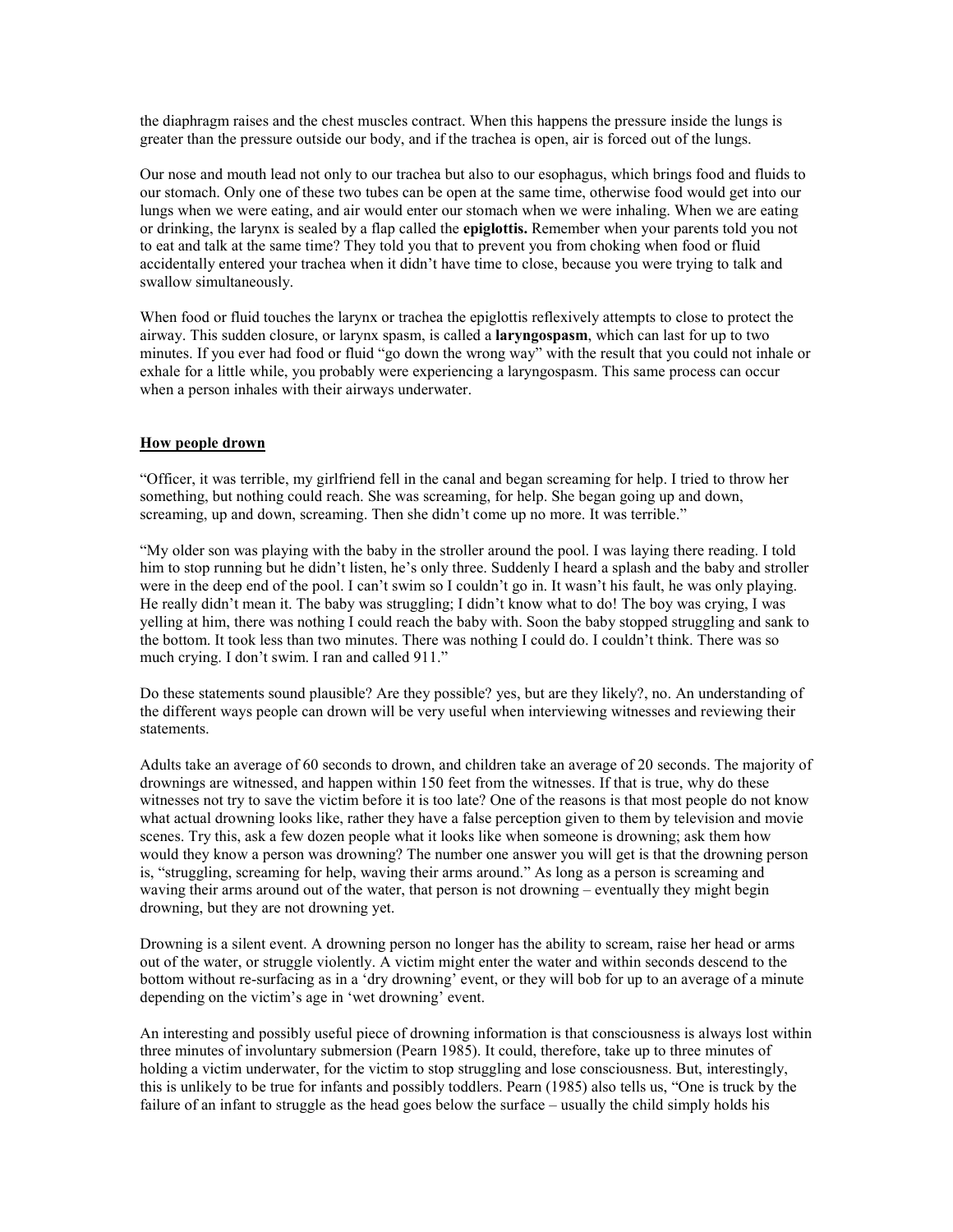the diaphragm raises and the chest muscles contract. When this happens the pressure inside the lungs is greater than the pressure outside our body, and if the trachea is open, air is forced out of the lungs.

Our nose and mouth lead not only to our trachea but also to our esophagus, which brings food and fluids to our stomach. Only one of these two tubes can be open at the same time, otherwise food would get into our lungs when we were eating, and air would enter our stomach when we were inhaling. When we are eating or drinking, the larynx is sealed by a flap called the **epiglottis.** Remember when your parents told you not to eat and talk at the same time? They told you that to prevent you from choking when food or fluid accidentally entered your trachea when it didn't have time to close, because you were trying to talk and swallow simultaneously.

When food or fluid touches the larynx or trachea the epiglottis reflexively attempts to close to protect the airway. This sudden closure, or larynx spasm, is called a **laryngospasm**, which can last for up to two minutes. If you ever had food or fluid "go down the wrong way" with the result that you could not inhale or exhale for a little while, you probably were experiencing a laryngospasm. This same process can occur when a person inhales with their airways underwater.

## How people drown

"Officer, it was terrible, my girlfriend fell in the canal and began screaming for help. I tried to throw her something, but nothing could reach. She was screaming, for help. She began going up and down, screaming, up and down, screaming. Then she didn't come up no more. It was terrible."

"My older son was playing with the baby in the stroller around the pool. I was laying there reading. I told him to stop running but he didn't listen, he's only three. Suddenly I heard a splash and the baby and stroller were in the deep end of the pool. I can't swim so I couldn't go in. It wasn't his fault, he was only playing. He really didn't mean it. The baby was struggling; I didn't know what to do! The boy was crying, I was yelling at him, there was nothing I could reach the baby with. Soon the baby stopped struggling and sank to the bottom. It took less than two minutes. There was nothing I could do. I couldn't think. There was so much crying. I don't swim. I ran and called 911."

Do these statements sound plausible? Are they possible? yes, but are they likely?, no. An understanding of the different ways people can drown will be very useful when interviewing witnesses and reviewing their statements.

Adults take an average of 60 seconds to drown, and children take an average of 20 seconds. The majority of drownings are witnessed, and happen within 150 feet from the witnesses. If that is true, why do these witnesses not try to save the victim before it is too late? One of the reasons is that most people do not know what actual drowning looks like, rather they have a false perception given to them by television and movie scenes. Try this, ask a few dozen people what it looks like when someone is drowning; ask them how would they know a person was drowning? The number one answer you will get is that the drowning person is, "struggling, screaming for help, waving their arms around." As long as a person is screaming and waving their arms around out of the water, that person is not drowning – eventually they might begin drowning, but they are not drowning yet.

Drowning is a silent event. A drowning person no longer has the ability to scream, raise her head or arms out of the water, or struggle violently. A victim might enter the water and within seconds descend to the bottom without re-surfacing as in a 'dry drowning' event, or they will bob for up to an average of a minute depending on the victim's age in 'wet drowning' event.

An interesting and possibly useful piece of drowning information is that consciousness is always lost within three minutes of involuntary submersion (Pearn 1985). It could, therefore, take up to three minutes of holding a victim underwater, for the victim to stop struggling and lose consciousness. But, interestingly, this is unlikely to be true for infants and possibly toddlers. Pearn (1985) also tells us, "One is truck by the failure of an infant to struggle as the head goes below the surface – usually the child simply holds his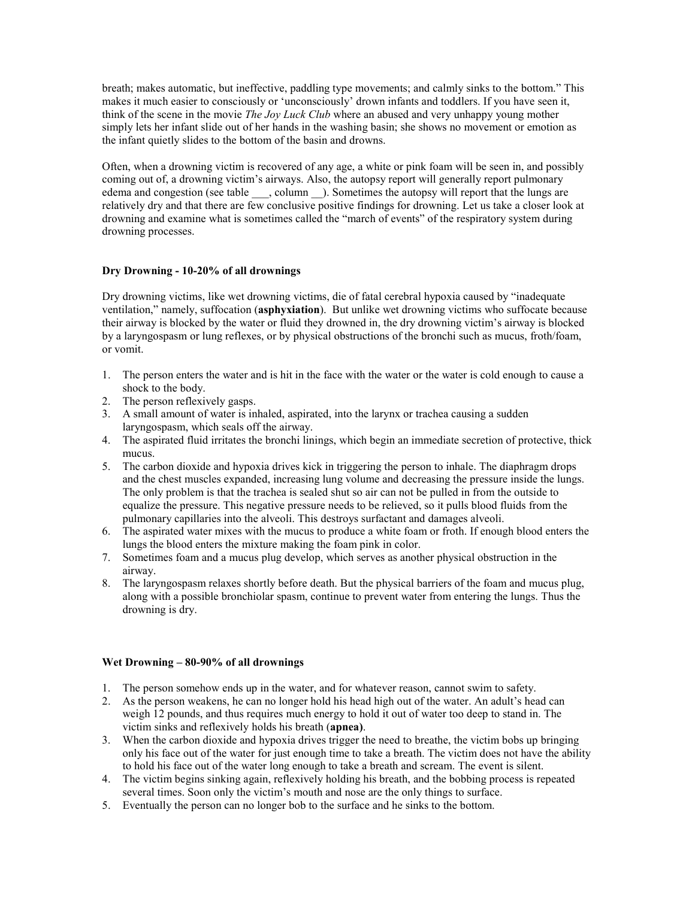breath; makes automatic, but ineffective, paddling type movements; and calmly sinks to the bottom." This makes it much easier to consciously or 'unconsciously' drown infants and toddlers. If you have seen it, think of the scene in the movie *The Joy Luck Club* where an abused and very unhappy young mother simply lets her infant slide out of her hands in the washing basin; she shows no movement or emotion as the infant quietly slides to the bottom of the basin and drowns.

Often, when a drowning victim is recovered of any age, a white or pink foam will be seen in, and possibly coming out of, a drowning victim's airways. Also, the autopsy report will generally report pulmonary edema and congestion (see table ___, column __). Sometimes the autopsy will report that the lungs are relatively dry and that there are few conclusive positive findings for drowning. Let us take a closer look at drowning and examine what is sometimes called the "march of events" of the respiratory system during drowning processes.

### Dry Drowning - 10-20% of all drownings

Dry drowning victims, like wet drowning victims, die of fatal cerebral hypoxia caused by "inadequate ventilation," namely, suffocation (**asphyxiation**). But unlike wet drowning victims who suffocate because their airway is blocked by the water or fluid they drowned in, the dry drowning victim's airway is blocked by a laryngospasm or lung reflexes, or by physical obstructions of the bronchi such as mucus, froth/foam, or vomit.

1. The person enters the water and is hit in the face with the water or the water is cold enough to cause a shock to the body.
2. The person reflexively gasps.
3. A small amount of water is inhaled, aspirated, into the larynx or trachea causing a sudden laryngospasm, which seals off the airway.
4. The aspirated fluid irritates the bronchi linings, which begin an immediate secretion of protective, thick mucus.
5. The carbon dioxide and hypoxia drives kick in triggering the person to inhale. The diaphragm drops and the chest muscles expanded, increasing lung volume and decreasing the pressure inside the lungs. The only problem is that the trachea is sealed shut so air can not be pulled in from the outside to equalize the pressure. This negative pressure needs to be relieved, so it pulls blood fluids from the pulmonary capillaries into the alveoli. This destroys surfactant and damages alveoli.
6. The aspirated water mixes with the mucus to produce a white foam or froth. If enough blood enters the lungs the blood enters the mixture making the foam pink in color.
7. Sometimes foam and a mucus plug develop, which serves as another physical obstruction in the airway.
8. The laryngospasm relaxes shortly before death. But the physical barriers of the foam and mucus plug, along with a possible bronchiolar spasm, continue to prevent water from entering the lungs. Thus the drowning is dry.

### Wet Drowning – 80-90% of all drownings

1. The person somehow ends up in the water, and for whatever reason, cannot swim to safety.
2. As the person weakens, he can no longer hold his head high out of the water. An adult's head can weigh 12 pounds, and thus requires much energy to hold it out of water too deep to stand in. The victim sinks and reflexively holds his breath (**apnea)**.
3. When the carbon dioxide and hypoxia drives trigger the need to breathe, the victim bobs up bringing only his face out of the water for just enough time to take a breath. The victim does not have the ability to hold his face out of the water long enough to take a breath and scream. The event is silent.
4. The victim begins sinking again, reflexively holding his breath, and the bobbing process is repeated several times. Soon only the victim's mouth and nose are the only things to surface.
5. Eventually the person can no longer bob to the surface and he sinks to the bottom.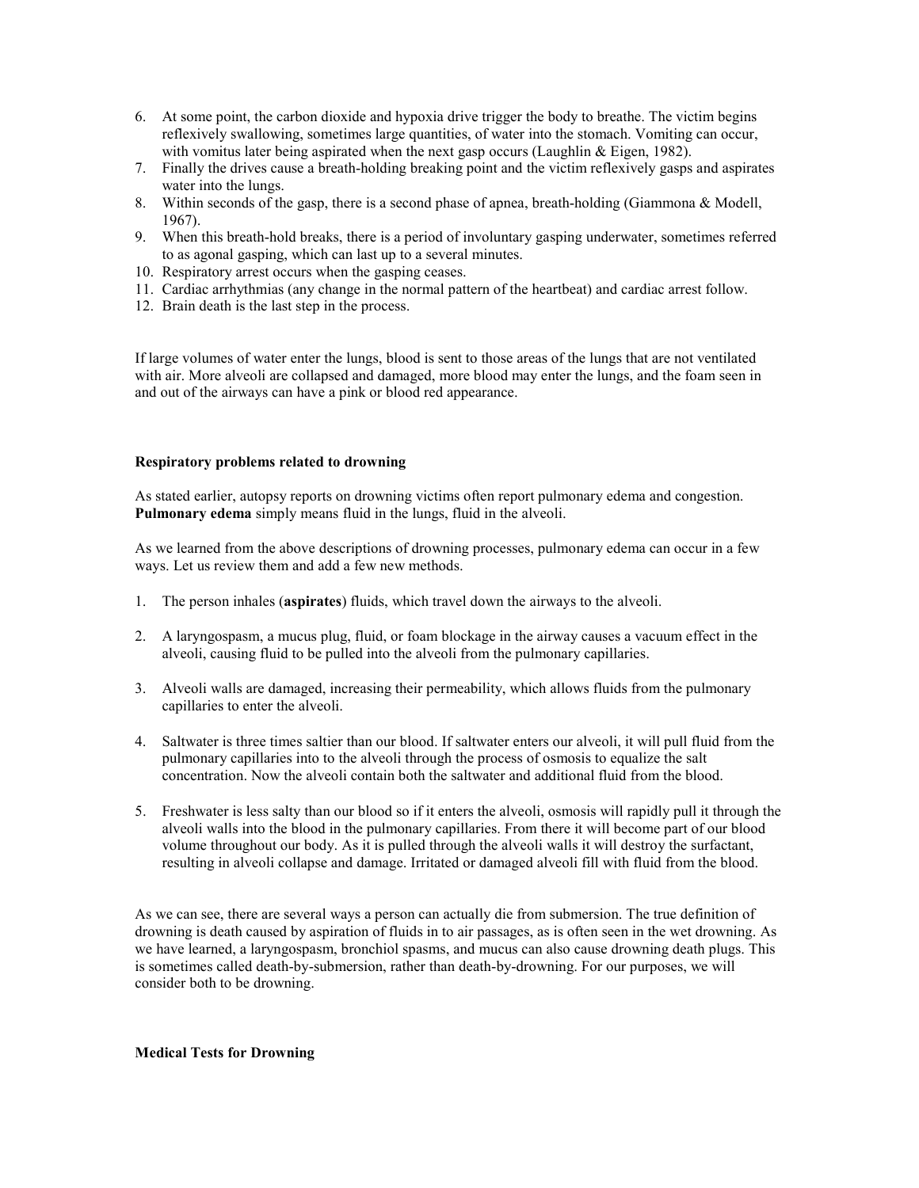6. At some point, the carbon dioxide and hypoxia drive trigger the body to breathe. The victim begins reflexively swallowing, sometimes large quantities, of water into the stomach. Vomiting can occur, with vomitus later being aspirated when the next gasp occurs (Laughlin & Eigen, 1982).
7. Finally the drives cause a breath-holding breaking point and the victim reflexively gasps and aspirates water into the lungs.
8. Within seconds of the gasp, there is a second phase of apnea, breath-holding (Giammona & Modell, 1967).
9. When this breath-hold breaks, there is a period of involuntary gasping underwater, sometimes referred to as agonal gasping, which can last up to a several minutes.
10. Respiratory arrest occurs when the gasping ceases.
11. Cardiac arrhythmias (any change in the normal pattern of the heartbeat) and cardiac arrest follow.
12. Brain death is the last step in the process.

If large volumes of water enter the lungs, blood is sent to those areas of the lungs that are not ventilated with air. More alveoli are collapsed and damaged, more blood may enter the lungs, and the foam seen in and out of the airways can have a pink or blood red appearance.

**Respiratory problems related to drowning**

As stated earlier, autopsy reports on drowning victims often report pulmonary edema and congestion. **Pulmonary edema** simply means fluid in the lungs, fluid in the alveoli.

As we learned from the above descriptions of drowning processes, pulmonary edema can occur in a few ways. Let us review them and add a few new methods.

1. The person inhales (**aspirates**) fluids, which travel down the airways to the alveoli.

2. A laryngospasm, a mucus plug, fluid, or foam blockage in the airway causes a vacuum effect in the alveoli, causing fluid to be pulled into the alveoli from the pulmonary capillaries.

3. Alveoli walls are damaged, increasing their permeability, which allows fluids from the pulmonary capillaries to enter the alveoli.

4. Saltwater is three times saltier than our blood. If saltwater enters our alveoli, it will pull fluid from the pulmonary capillaries into to the alveoli through the process of osmosis to equalize the salt concentration. Now the alveoli contain both the saltwater and additional fluid from the blood.

5. Freshwater is less salty than our blood so if it enters the alveoli, osmosis will rapidly pull it through the alveoli walls into the blood in the pulmonary capillaries. From there it will become part of our blood volume throughout our body. As it is pulled through the alveoli walls it will destroy the surfactant, resulting in alveoli collapse and damage. Irritated or damaged alveoli fill with fluid from the blood.

As we can see, there are several ways a person can actually die from submersion. The true definition of drowning is death caused by aspiration of fluids in to air passages, as is often seen in the wet drowning. As we have learned, a laryngospasm, bronchiol spasms, and mucus can also cause drowning death plugs. This is sometimes called death-by-submersion, rather than death-by-drowning. For our purposes, we will consider both to be drowning.

**Medical Tests for Drowning**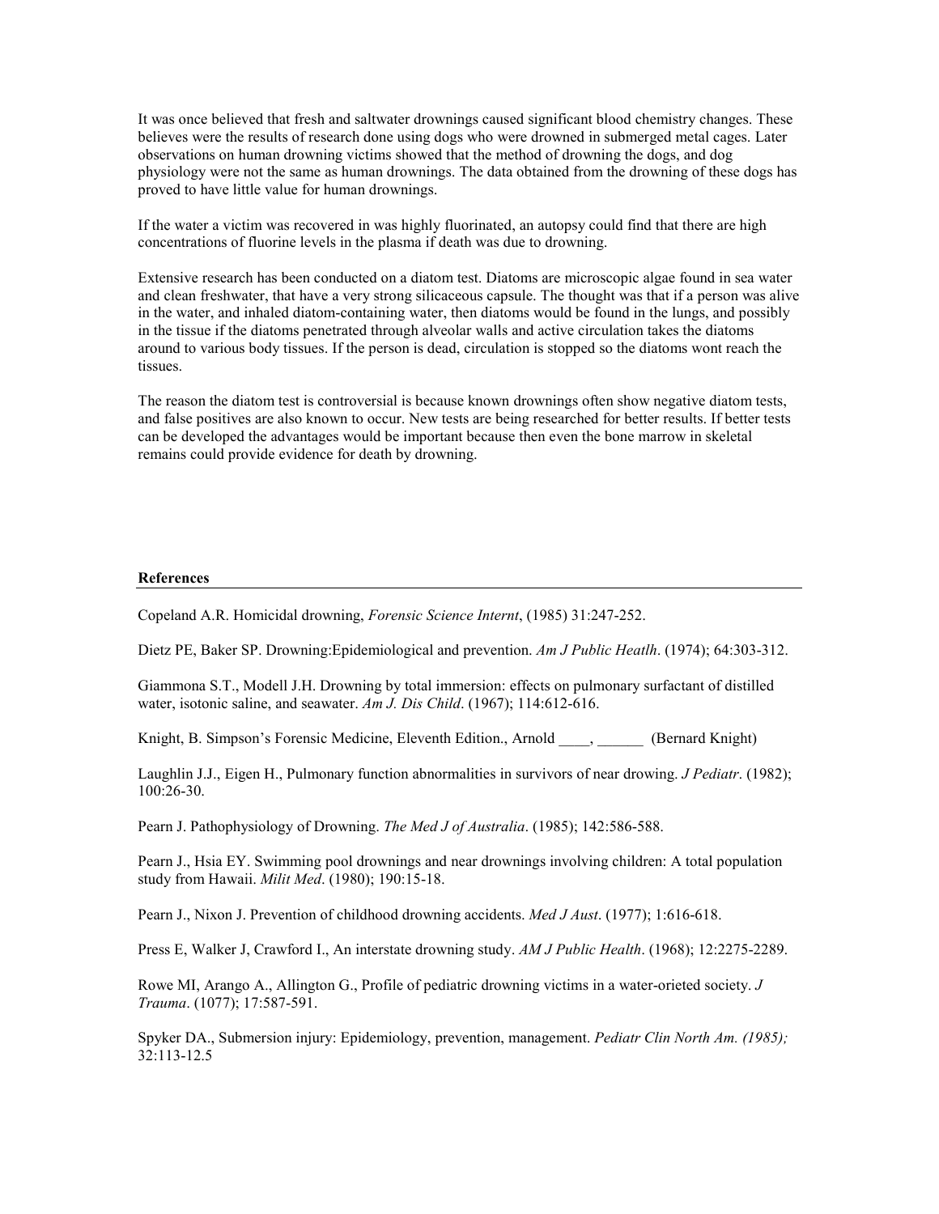It was once believed that fresh and saltwater drownings caused significant blood chemistry changes. These believes were the results of research done using dogs who were drowned in submerged metal cages. Later observations on human drowning victims showed that the method of drowning the dogs, and dog physiology were not the same as human drownings. The data obtained from the drowning of these dogs has proved to have little value for human drownings.

If the water a victim was recovered in was highly fluorinated, an autopsy could find that there are high concentrations of fluorine levels in the plasma if death was due to drowning.

Extensive research has been conducted on a diatom test. Diatoms are microscopic algae found in sea water and clean freshwater, that have a very strong silicaceous capsule. The thought was that if a person was alive in the water, and inhaled diatom-containing water, then diatoms would be found in the lungs, and possibly in the tissue if the diatoms penetrated through alveolar walls and active circulation takes the diatoms around to various body tissues. If the person is dead, circulation is stopped so the diatoms wont reach the tissues.

The reason the diatom test is controversial is because known drownings often show negative diatom tests, and false positives are also known to occur. New tests are being researched for better results. If better tests can be developed the advantages would be important because then even the bone marrow in skeletal remains could provide evidence for death by drowning.

**References**

Copeland A.R. Homicidal drowning, *Forensic Science Internt*, (1985) 31:247-252.

Dietz PE, Baker SP. Drowning:Epidemiological and prevention. *Am J Public Heatlh*. (1974); 64:303-312.

Giammona S.T., Modell J.H. Drowning by total immersion: effects on pulmonary surfactant of distilled water, isotonic saline, and seawater. *Am J. Dis Child*. (1967); 114:612-616.

Knight, B. Simpson's Forensic Medicine, Eleventh Edition., Arnold ____, ______ (Bernard Knight)

Laughlin J.J., Eigen H., Pulmonary function abnormalities in survivors of near drowing. *J Pediatr*. (1982); 100:26-30.

Pearn J. Pathophysiology of Drowning. *The Med J of Australia*. (1985); 142:586-588.

Pearn J., Hsia EY. Swimming pool drownings and near drownings involving children: A total population study from Hawaii. *Milit Med*. (1980); 190:15-18.

Pearn J., Nixon J. Prevention of childhood drowning accidents. *Med J Aust*. (1977); 1:616-618.

Press E, Walker J, Crawford I., An interstate drowning study. *AM J Public Health*. (1968); 12:2275-2289.

Rowe MI, Arango A., Allington G., Profile of pediatric drowning victims in a water-orieted society. *J Trauma*. (1077); 17:587-591.

Spyker DA., Submersion injury: Epidemiology, prevention, management. *Pediatr Clin North Am. (1985);* 32:113-12.5